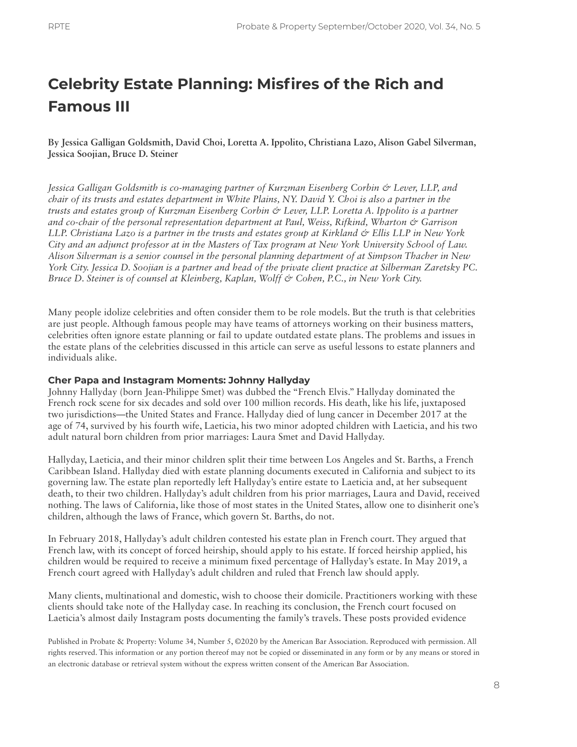# Celebrity Estate Planning: Misfires of the Rich and Famous III

**By Jessica Galligan Goldsmith, David Choi, Loretta A. Ippolito, Christiana Lazo, Alison Gabel Silverman, Jessica Soojian, Bruce D. Steiner**

*Jessica Galligan Goldsmith is co-managing partner of Kurzman Eisenberg Corbin & Lever, LLP, and chair of its trusts and estates department in White Plains, NY. David Y. Choi is also a partner in the trusts and estates group of Kurzman Eisenberg Corbin & Lever, LLP. Loretta A. Ippolito is a partner and co-chair of the personal representation department at Paul, Weiss, Rifkind, Wharton & Garrison LLP. Christiana Lazo is a partner in the trusts and estates group at Kirkland & Ellis LLP in New York City and an adjunct professor at in the Masters of Tax program at New York University School of Law. Alison Silverman is a senior counsel in the personal planning department of at Simpson Thacher in New York City. Jessica D. Soojian is a partner and head of the private client practice at Silberman Zaretsky PC. Bruce D. Steiner is of counsel at Kleinberg, Kaplan, Wolff & Cohen, P.C., in New York City.*

Many people idolize celebrities and often consider them to be role models. But the truth is that celebrities are just people. Although famous people may have teams of attorneys working on their business matters, celebrities often ignore estate planning or fail to update outdated estate plans. The problems and issues in the estate plans of the celebrities discussed in this article can serve as useful lessons to estate planners and individuals alike.

### Cher Papa and Instagram Moments: Johnny Hallyday

Johnny Hallyday (born Jean-Philippe Smet) was dubbed the "French Elvis." Hallyday dominated the French rock scene for six decades and sold over 100 million records. His death, like his life, juxtaposed two jurisdictions—the United States and France. Hallyday died of lung cancer in December 2017 at the age of 74, survived by his fourth wife, Laeticia, his two minor adopted children with Laeticia, and his two adult natural born children from prior marriages: Laura Smet and David Hallyday.

Hallyday, Laeticia, and their minor children split their time between Los Angeles and St. Barths, a French Caribbean Island. Hallyday died with estate planning documents executed in California and subject to its governing law. The estate plan reportedly left Hallyday's entire estate to Laeticia and, at her subsequent death, to their two children. Hallyday's adult children from his prior marriages, Laura and David, received nothing. The laws of California, like those of most states in the United States, allow one to disinherit one's children, although the laws of France, which govern St. Barths, do not.

In February 2018, Hallyday's adult children contested his estate plan in French court. They argued that French law, with its concept of forced heirship, should apply to his estate. If forced heirship applied, his children would be required to receive a minimum fixed percentage of Hallyday's estate. In May 2019, a French court agreed with Hallyday's adult children and ruled that French law should apply.

Many clients, multinational and domestic, wish to choose their domicile. Practitioners working with these clients should take note of the Hallyday case. In reaching its conclusion, the French court focused on Laeticia's almost daily Instagram posts documenting the family's travels. These posts provided evidence

Published in Probate & Property: Volume 34, Number 5, ©2020 by the American Bar Association. Reproduced with permission. All rights reserved. This information or any portion thereof may not be copied or disseminated in any form or by any means or stored in an electronic database or retrieval system without the express written consent of the American Bar Association.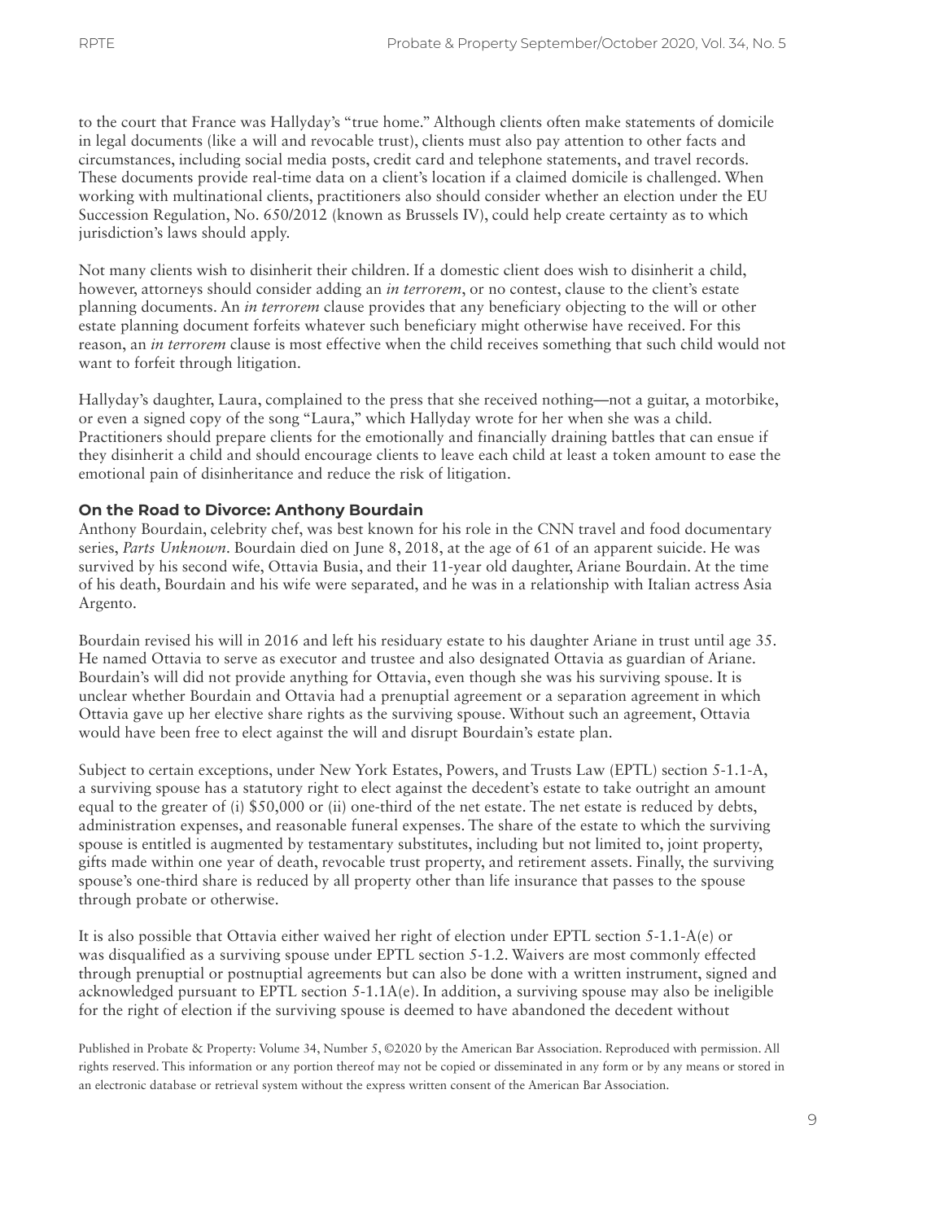to the court that France was Hallyday's "true home." Although clients often make statements of domicile in legal documents (like a will and revocable trust), clients must also pay attention to other facts and circumstances, including social media posts, credit card and telephone statements, and travel records. These documents provide real-time data on a client's location if a claimed domicile is challenged. When working with multinational clients, practitioners also should consider whether an election under the EU Succession Regulation, No. 650/2012 (known as Brussels IV), could help create certainty as to which jurisdiction's laws should apply.

Not many clients wish to disinherit their children. If a domestic client does wish to disinherit a child, however, attorneys should consider adding an *in terrorem*, or no contest, clause to the client's estate planning documents. An *in terrorem* clause provides that any beneficiary objecting to the will or other estate planning document forfeits whatever such beneficiary might otherwise have received. For this reason, an *in terrorem* clause is most effective when the child receives something that such child would not want to forfeit through litigation.

Hallyday's daughter, Laura, complained to the press that she received nothing—not a guitar, a motorbike, or even a signed copy of the song "Laura," which Hallyday wrote for her when she was a child. Practitioners should prepare clients for the emotionally and financially draining battles that can ensue if they disinherit a child and should encourage clients to leave each child at least a token amount to ease the emotional pain of disinheritance and reduce the risk of litigation.

### On the Road to Divorce: Anthony Bourdain

Anthony Bourdain, celebrity chef, was best known for his role in the CNN travel and food documentary series, *Parts Unknown*. Bourdain died on June 8, 2018, at the age of 61 of an apparent suicide. He was survived by his second wife, Ottavia Busia, and their 11-year old daughter, Ariane Bourdain. At the time of his death, Bourdain and his wife were separated, and he was in a relationship with Italian actress Asia Argento.

Bourdain revised his will in 2016 and left his residuary estate to his daughter Ariane in trust until age 35. He named Ottavia to serve as executor and trustee and also designated Ottavia as guardian of Ariane. Bourdain's will did not provide anything for Ottavia, even though she was his surviving spouse. It is unclear whether Bourdain and Ottavia had a prenuptial agreement or a separation agreement in which Ottavia gave up her elective share rights as the surviving spouse. Without such an agreement, Ottavia would have been free to elect against the will and disrupt Bourdain's estate plan.

Subject to certain exceptions, under New York Estates, Powers, and Trusts Law (EPTL) section 5-1.1-A, a surviving spouse has a statutory right to elect against the decedent's estate to take outright an amount equal to the greater of (i) $50,000 or (ii) one-third of the net estate. The net estate is reduced by debts, administration expenses, and reasonable funeral expenses. The share of the estate to which the surviving spouse is entitled is augmented by testamentary substitutes, including but not limited to, joint property, gifts made within one year of death, revocable trust property, and retirement assets. Finally, the surviving spouse's one-third share is reduced by all property other than life insurance that passes to the spouse through probate or otherwise.

It is also possible that Ottavia either waived her right of election under EPTL section 5-1.1-A(e) or was disqualified as a surviving spouse under EPTL section 5-1.2. Waivers are most commonly effected through prenuptial or postnuptial agreements but can also be done with a written instrument, signed and acknowledged pursuant to EPTL section 5-1.1A(e). In addition, a surviving spouse may also be ineligible for the right of election if the surviving spouse is deemed to have abandoned the decedent without

Published in Probate & Property: Volume 34, Number 5, ©2020 by the American Bar Association. Reproduced with permission. All rights reserved. This information or any portion thereof may not be copied or disseminated in any form or by any means or stored in an electronic database or retrieval system without the express written consent of the American Bar Association.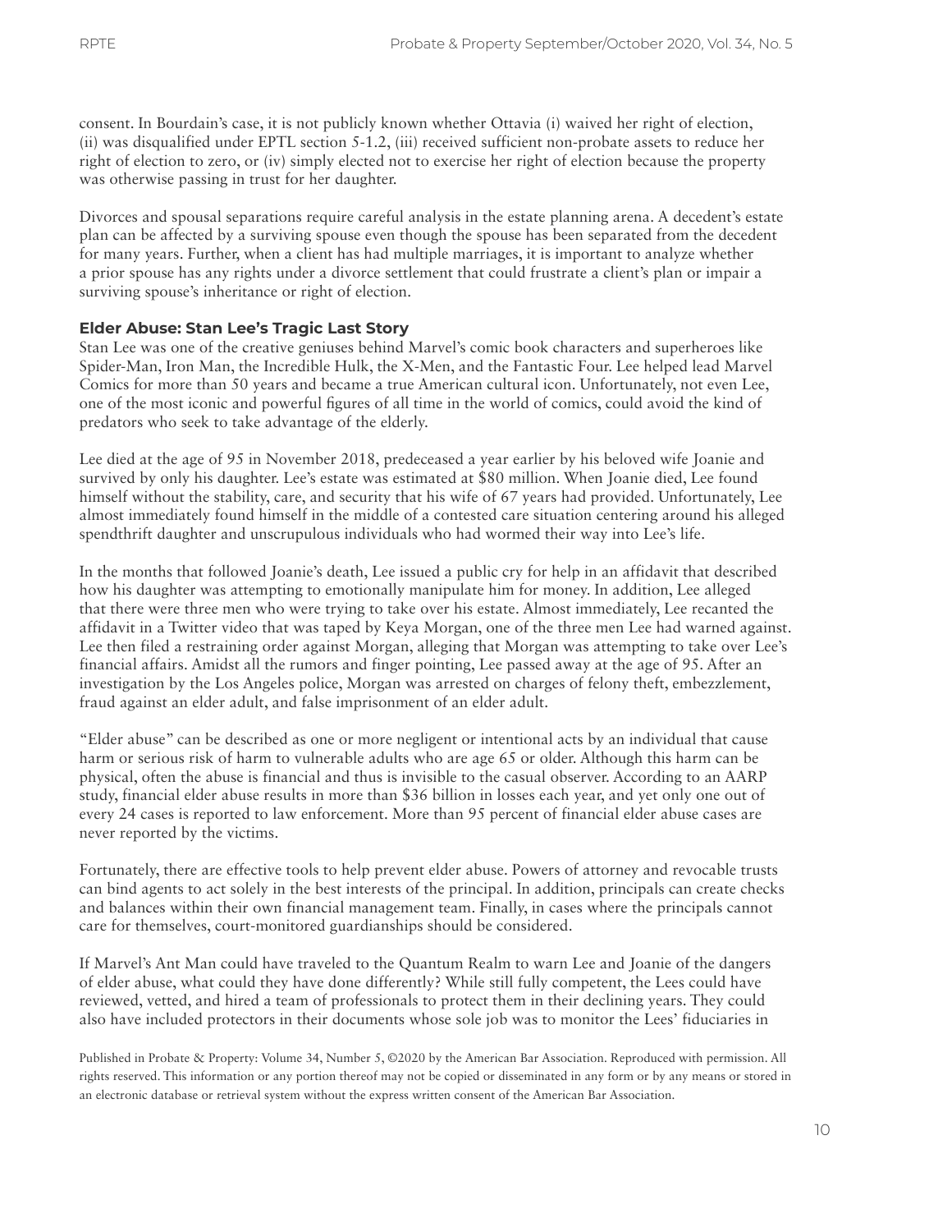consent. In Bourdain's case, it is not publicly known whether Ottavia (i) waived her right of election, (ii) was disqualified under EPTL section 5-1.2, (iii) received sufficient non-probate assets to reduce her right of election to zero, or (iv) simply elected not to exercise her right of election because the property was otherwise passing in trust for her daughter.

Divorces and spousal separations require careful analysis in the estate planning arena. A decedent's estate plan can be affected by a surviving spouse even though the spouse has been separated from the decedent for many years. Further, when a client has had multiple marriages, it is important to analyze whether a prior spouse has any rights under a divorce settlement that could frustrate a client's plan or impair a surviving spouse's inheritance or right of election.

### Elder Abuse: Stan Lee's Tragic Last Story

Stan Lee was one of the creative geniuses behind Marvel's comic book characters and superheroes like Spider-Man, Iron Man, the Incredible Hulk, the X-Men, and the Fantastic Four. Lee helped lead Marvel Comics for more than 50 years and became a true American cultural icon. Unfortunately, not even Lee, one of the most iconic and powerful figures of all time in the world of comics, could avoid the kind of predators who seek to take advantage of the elderly.

Lee died at the age of 95 in November 2018, predeceased a year earlier by his beloved wife Joanie and survived by only his daughter. Lee's estate was estimated at $80 million. When Joanie died, Lee found himself without the stability, care, and security that his wife of 67 years had provided. Unfortunately, Lee almost immediately found himself in the middle of a contested care situation centering around his alleged spendthrift daughter and unscrupulous individuals who had wormed their way into Lee's life.

In the months that followed Joanie's death, Lee issued a public cry for help in an affidavit that described how his daughter was attempting to emotionally manipulate him for money. In addition, Lee alleged that there were three men who were trying to take over his estate. Almost immediately, Lee recanted the affidavit in a Twitter video that was taped by Keya Morgan, one of the three men Lee had warned against. Lee then filed a restraining order against Morgan, alleging that Morgan was attempting to take over Lee's financial affairs. Amidst all the rumors and finger pointing, Lee passed away at the age of 95. After an investigation by the Los Angeles police, Morgan was arrested on charges of felony theft, embezzlement, fraud against an elder adult, and false imprisonment of an elder adult.

"Elder abuse" can be described as one or more negligent or intentional acts by an individual that cause harm or serious risk of harm to vulnerable adults who are age 65 or older. Although this harm can be physical, often the abuse is financial and thus is invisible to the casual observer. According to an AARP study, financial elder abuse results in more than $36 billion in losses each year, and yet only one out of every 24 cases is reported to law enforcement. More than 95 percent of financial elder abuse cases are never reported by the victims.

Fortunately, there are effective tools to help prevent elder abuse. Powers of attorney and revocable trusts can bind agents to act solely in the best interests of the principal. In addition, principals can create checks and balances within their own financial management team. Finally, in cases where the principals cannot care for themselves, court-monitored guardianships should be considered.

If Marvel's Ant Man could have traveled to the Quantum Realm to warn Lee and Joanie of the dangers of elder abuse, what could they have done differently? While still fully competent, the Lees could have reviewed, vetted, and hired a team of professionals to protect them in their declining years. They could also have included protectors in their documents whose sole job was to monitor the Lees' fiduciaries in

Published in Probate & Property: Volume 34, Number 5, ©2020 by the American Bar Association. Reproduced with permission. All rights reserved. This information or any portion thereof may not be copied or disseminated in any form or by any means or stored in an electronic database or retrieval system without the express written consent of the American Bar Association.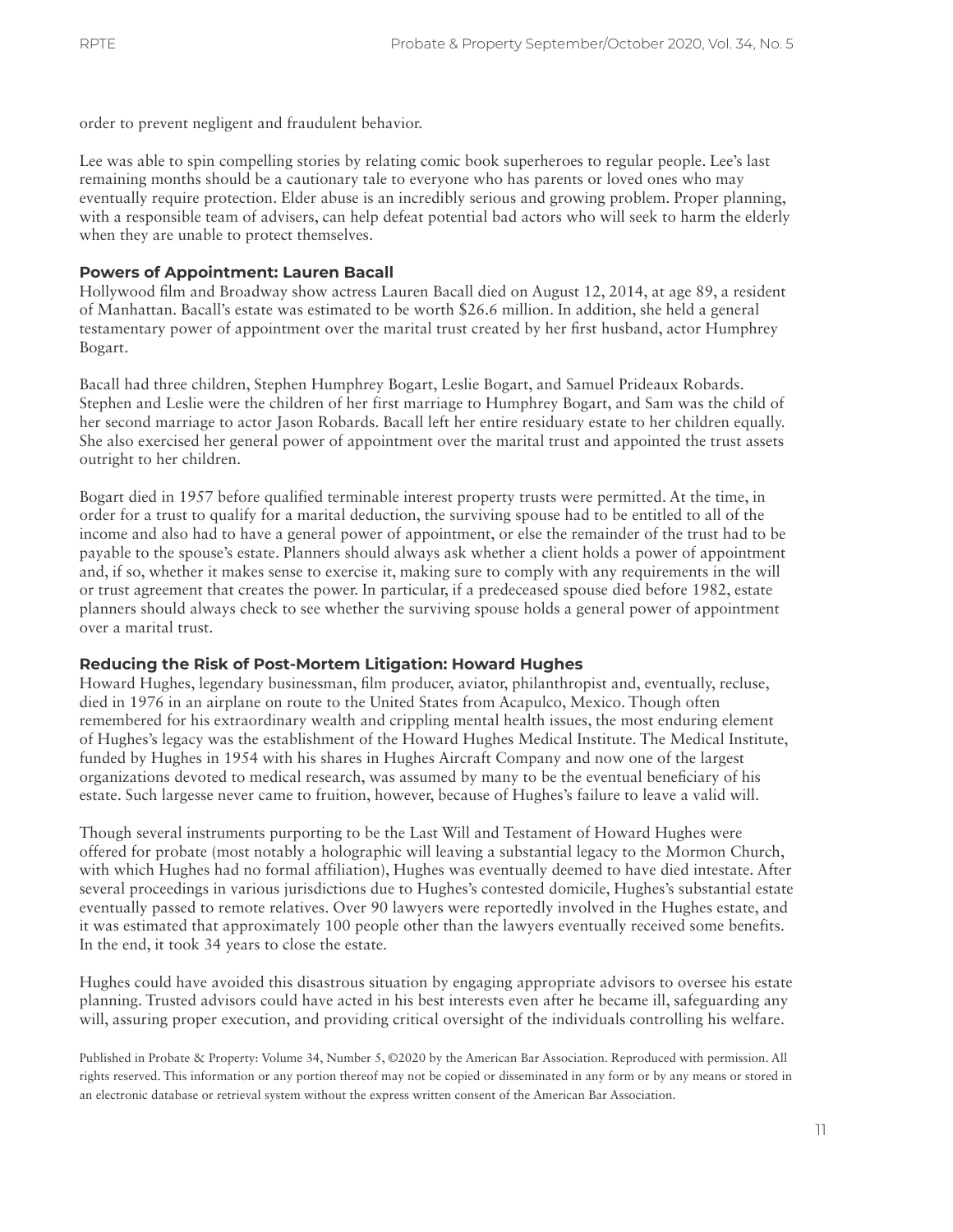order to prevent negligent and fraudulent behavior.

Lee was able to spin compelling stories by relating comic book superheroes to regular people. Lee's last remaining months should be a cautionary tale to everyone who has parents or loved ones who may eventually require protection. Elder abuse is an incredibly serious and growing problem. Proper planning, with a responsible team of advisers, can help defeat potential bad actors who will seek to harm the elderly when they are unable to protect themselves.

### Powers of Appointment: Lauren Bacall

Hollywood film and Broadway show actress Lauren Bacall died on August 12, 2014, at age 89, a resident of Manhattan. Bacall's estate was estimated to be worth $26.6 million. In addition, she held a general testamentary power of appointment over the marital trust created by her first husband, actor Humphrey Bogart.

Bacall had three children, Stephen Humphrey Bogart, Leslie Bogart, and Samuel Prideaux Robards. Stephen and Leslie were the children of her first marriage to Humphrey Bogart, and Sam was the child of her second marriage to actor Jason Robards. Bacall left her entire residuary estate to her children equally. She also exercised her general power of appointment over the marital trust and appointed the trust assets outright to her children.

Bogart died in 1957 before qualified terminable interest property trusts were permitted. At the time, in order for a trust to qualify for a marital deduction, the surviving spouse had to be entitled to all of the income and also had to have a general power of appointment, or else the remainder of the trust had to be payable to the spouse's estate. Planners should always ask whether a client holds a power of appointment and, if so, whether it makes sense to exercise it, making sure to comply with any requirements in the will or trust agreement that creates the power. In particular, if a predeceased spouse died before 1982, estate planners should always check to see whether the surviving spouse holds a general power of appointment over a marital trust.

### Reducing the Risk of Post-Mortem Litigation: Howard Hughes

Howard Hughes, legendary businessman, film producer, aviator, philanthropist and, eventually, recluse, died in 1976 in an airplane on route to the United States from Acapulco, Mexico. Though often remembered for his extraordinary wealth and crippling mental health issues, the most enduring element of Hughes's legacy was the establishment of the Howard Hughes Medical Institute. The Medical Institute, funded by Hughes in 1954 with his shares in Hughes Aircraft Company and now one of the largest organizations devoted to medical research, was assumed by many to be the eventual beneficiary of his estate. Such largesse never came to fruition, however, because of Hughes's failure to leave a valid will.

Though several instruments purporting to be the Last Will and Testament of Howard Hughes were offered for probate (most notably a holographic will leaving a substantial legacy to the Mormon Church, with which Hughes had no formal affiliation), Hughes was eventually deemed to have died intestate. After several proceedings in various jurisdictions due to Hughes's contested domicile, Hughes's substantial estate eventually passed to remote relatives. Over 90 lawyers were reportedly involved in the Hughes estate, and it was estimated that approximately 100 people other than the lawyers eventually received some benefits. In the end, it took 34 years to close the estate.

Hughes could have avoided this disastrous situation by engaging appropriate advisors to oversee his estate planning. Trusted advisors could have acted in his best interests even after he became ill, safeguarding any will, assuring proper execution, and providing critical oversight of the individuals controlling his welfare.

Published in Probate & Property: Volume 34, Number 5, ©2020 by the American Bar Association. Reproduced with permission. All rights reserved. This information or any portion thereof may not be copied or disseminated in any form or by any means or stored in an electronic database or retrieval system without the express written consent of the American Bar Association.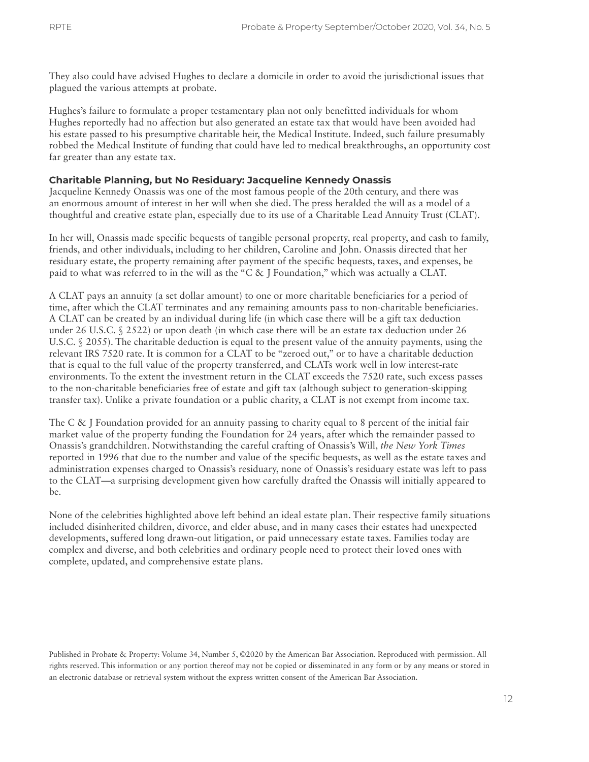They also could have advised Hughes to declare a domicile in order to avoid the jurisdictional issues that plagued the various attempts at probate.

Hughes's failure to formulate a proper testamentary plan not only benefitted individuals for whom Hughes reportedly had no affection but also generated an estate tax that would have been avoided had his estate passed to his presumptive charitable heir, the Medical Institute. Indeed, such failure presumably robbed the Medical Institute of funding that could have led to medical breakthroughs, an opportunity cost far greater than any estate tax.

### Charitable Planning, but No Residuary: Jacqueline Kennedy Onassis

Jacqueline Kennedy Onassis was one of the most famous people of the 20th century, and there was an enormous amount of interest in her will when she died. The press heralded the will as a model of a thoughtful and creative estate plan, especially due to its use of a Charitable Lead Annuity Trust (CLAT).

In her will, Onassis made specific bequests of tangible personal property, real property, and cash to family, friends, and other individuals, including to her children, Caroline and John. Onassis directed that her residuary estate, the property remaining after payment of the specific bequests, taxes, and expenses, be paid to what was referred to in the will as the "C & J Foundation," which was actually a CLAT.

A CLAT pays an annuity (a set dollar amount) to one or more charitable beneficiaries for a period of time, after which the CLAT terminates and any remaining amounts pass to non-charitable beneficiaries. A CLAT can be created by an individual during life (in which case there will be a gift tax deduction under 26 U.S.C. § 2522) or upon death (in which case there will be an estate tax deduction under 26 U.S.C. § 2055). The charitable deduction is equal to the present value of the annuity payments, using the relevant IRS 7520 rate. It is common for a CLAT to be "zeroed out," or to have a charitable deduction that is equal to the full value of the property transferred, and CLATs work well in low interest-rate environments. To the extent the investment return in the CLAT exceeds the 7520 rate, such excess passes to the non-charitable beneficiaries free of estate and gift tax (although subject to generation-skipping transfer tax). Unlike a private foundation or a public charity, a CLAT is not exempt from income tax.

The C & J Foundation provided for an annuity passing to charity equal to 8 percent of the initial fair market value of the property funding the Foundation for 24 years, after which the remainder passed to Onassis's grandchildren. Notwithstanding the careful crafting of Onassis's Will, *the New York Times* reported in 1996 that due to the number and value of the specific bequests, as well as the estate taxes and administration expenses charged to Onassis's residuary, none of Onassis's residuary estate was left to pass to the CLAT—a surprising development given how carefully drafted the Onassis will initially appeared to be.

None of the celebrities highlighted above left behind an ideal estate plan. Their respective family situations included disinherited children, divorce, and elder abuse, and in many cases their estates had unexpected developments, suffered long drawn-out litigation, or paid unnecessary estate taxes. Families today are complex and diverse, and both celebrities and ordinary people need to protect their loved ones with complete, updated, and comprehensive estate plans.

Published in Probate & Property: Volume 34, Number 5, ©2020 by the American Bar Association. Reproduced with permission. All rights reserved. This information or any portion thereof may not be copied or disseminated in any form or by any means or stored in an electronic database or retrieval system without the express written consent of the American Bar Association.